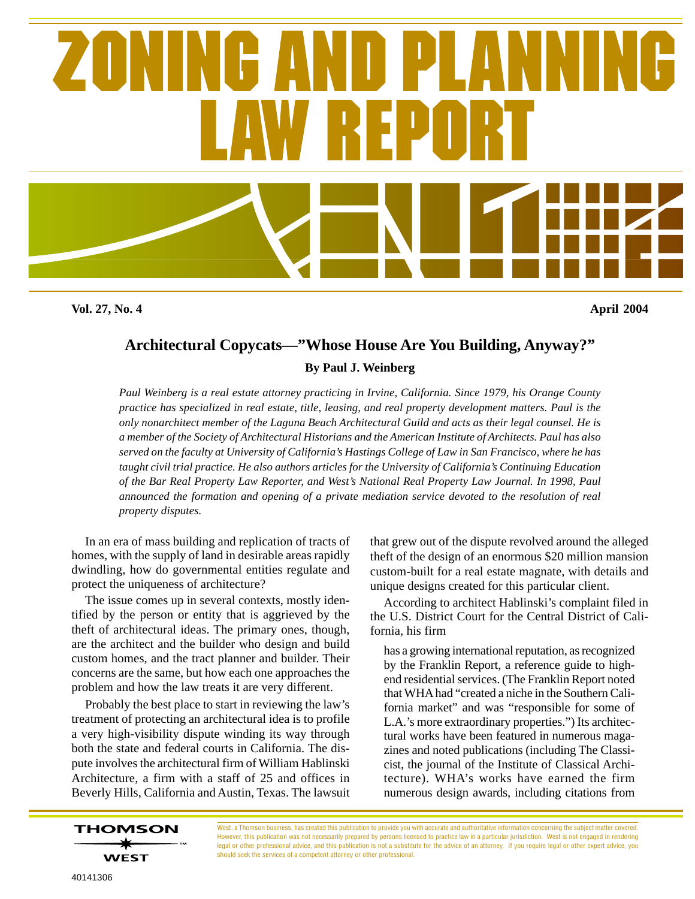# ZONING AND PLANNING LAW REPORT

**Vol. 27, No. 4** **April 2004**

## Architectural Copycats—"Whose House Are You Building, Anyway?"

**By Paul J. Weinberg**

*Paul Weinberg is a real estate attorney practicing in Irvine, California. Since 1979, his Orange County practice has specialized in real estate, title, leasing, and real property development matters. Paul is the only nonarchitect member of the Laguna Beach Architectural Guild and acts as their legal counsel. He is a member of the Society of Architectural Historians and the American Institute of Architects. Paul has also served on the faculty at University of California's Hastings College of Law in San Francisco, where he has taught civil trial practice. He also authors articles for the University of California's Continuing Education of the Bar Real Property Law Reporter, and West's National Real Property Law Journal. In 1998, Paul announced the formation and opening of a private mediation service devoted to the resolution of real property disputes.*

In an era of mass building and replication of tracts of homes, with the supply of land in desirable areas rapidly dwindling, how do governmental entities regulate and protect the uniqueness of architecture?

The issue comes up in several contexts, mostly identified by the person or entity that is aggrieved by the theft of architectural ideas. The primary ones, though, are the architect and the builder who design and build custom homes, and the tract planner and builder. Their concerns are the same, but how each one approaches the problem and how the law treats it are very different.

Probably the best place to start in reviewing the law's treatment of protecting an architectural idea is to profile a very high-visibility dispute winding its way through both the state and federal courts in California. The dispute involves the architectural firm of William Hablinski Architecture, a firm with a staff of 25 and offices in Beverly Hills, California and Austin, Texas. The lawsuit that grew out of the dispute revolved around the alleged theft of the design of an enormous $20 million mansion custom-built for a real estate magnate, with details and unique designs created for this particular client.

According to architect Hablinski's complaint filed in the U.S. District Court for the Central District of California, his firm

> has a growing international reputation, as recognized by the Franklin Report, a reference guide to high-end residential services. (The Franklin Report noted that WHA had "created a niche in the Southern California market" and was "responsible for some of L.A.'s more extraordinary properties.") Its architectural works have been featured in numerous magazines and noted publications (including The Classicist, the journal of the Institute of Classical Architecture). WHA's works have earned the firm numerous design awards, including citations from

West, a Thomson business, has created this publication to provide you with accurate and authoritative information concerning the subject matter covered. However, this publication was not necessarily prepared by persons licensed to practice law in a particular jurisdiction. West is not engaged in rendering legal or other professional advice, and this publication is not a substitute for the advice of an attorney. If you require legal or other expert advice, you should seek the services of a competent attorney or other professional.

THOMSON WEST

40141306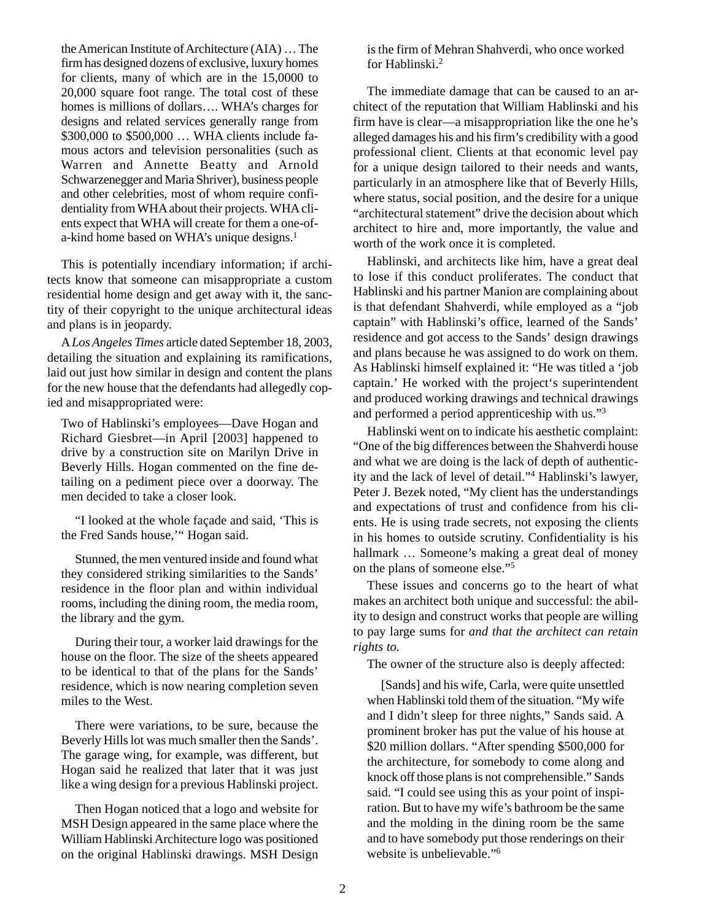> the American Institute of Architecture (AIA) … The firm has designed dozens of exclusive, luxury homes for clients, many of which are in the 15,0000 to 20,000 square foot range. The total cost of these homes is millions of dollars…. WHA's charges for designs and related services generally range from $300,000 to $500,000 … WHA clients include famous actors and television personalities (such as Warren and Annette Beatty and Arnold Schwarzenegger and Maria Shriver), business people and other celebrities, most of whom require confidentiality from WHA about their projects. WHA clients expect that WHA will create for them a one-of-a-kind home based on WHA's unique designs.[1]

This is potentially incendiary information; if architects know that someone can misappropriate a custom residential home design and get away with it, the sanctity of their copyright to the unique architectural ideas and plans is in jeopardy.

A *Los Angeles Times* article dated September 18, 2003, detailing the situation and explaining its ramifications, laid out just how similar in design and content the plans for the new house that the defendants had allegedly copied and misappropriated were:

> Two of Hablinski's employees—Dave Hogan and Richard Giesbret—in April [2003] happened to drive by a construction site on Marilyn Drive in Beverly Hills. Hogan commented on the fine detailing on a pediment piece over a doorway. The men decided to take a closer look.
>
> "I looked at the whole façade and said, 'This is the Fred Sands house,'" Hogan said.
>
> Stunned, the men ventured inside and found what they considered striking similarities to the Sands' residence in the floor plan and within individual rooms, including the dining room, the media room, the library and the gym.
>
> During their tour, a worker laid drawings for the house on the floor. The size of the sheets appeared to be identical to that of the plans for the Sands' residence, which is now nearing completion seven miles to the West.
>
> There were variations, to be sure, because the Beverly Hills lot was much smaller then the Sands'. The garage wing, for example, was different, but Hogan said he realized that later that it was just like a wing design for a previous Hablinski project.
>
> Then Hogan noticed that a logo and website for MSH Design appeared in the same place where the William Hablinski Architecture logo was positioned on the original Hablinski drawings. MSH Design is the firm of Mehran Shahverdi, who once worked for Hablinski.[2]

The immediate damage that can be caused to an architect of the reputation that William Hablinski and his firm have is clear—a misappropriation like the one he's alleged damages his and his firm's credibility with a good professional client. Clients at that economic level pay for a unique design tailored to their needs and wants, particularly in an atmosphere like that of Beverly Hills, where status, social position, and the desire for a unique "architectural statement" drive the decision about which architect to hire and, more importantly, the value and worth of the work once it is completed.

Hablinski, and architects like him, have a great deal to lose if this conduct proliferates. The conduct that Hablinski and his partner Manion are complaining about is that defendant Shahverdi, while employed as a "job captain" with Hablinski's office, learned of the Sands' residence and got access to the Sands' design drawings and plans because he was assigned to do work on them. As Hablinski himself explained it: "He was titled a 'job captain.' He worked with the project's superintendent and produced working drawings and technical drawings and performed a period apprenticeship with us."[3]

Hablinski went on to indicate his aesthetic complaint: "One of the big differences between the Shahverdi house and what we are doing is the lack of depth of authenticity and the lack of level of detail."[4] Hablinski's lawyer, Peter J. Bezek noted, "My client has the understandings and expectations of trust and confidence from his clients. He is using trade secrets, not exposing the clients in his homes to outside scrutiny. Confidentiality is his hallmark … Someone's making a great deal of money on the plans of someone else."[5]

These issues and concerns go to the heart of what makes an architect both unique and successful: the ability to design and construct works that people are willing to pay large sums for *and that the architect can retain rights to.*

The owner of the structure also is deeply affected:

> [Sands] and his wife, Carla, were quite unsettled when Hablinski told them of the situation. "My wife and I didn't sleep for three nights," Sands said. A prominent broker has put the value of his house at $20 million dollars. "After spending $500,000 for the architecture, for somebody to come along and knock off those plans is not comprehensible." Sands said. "I could see using this as your point of inspiration. But to have my wife's bathroom be the same and the molding in the dining room be the same and to have somebody put those renderings on their website is unbelievable."[6]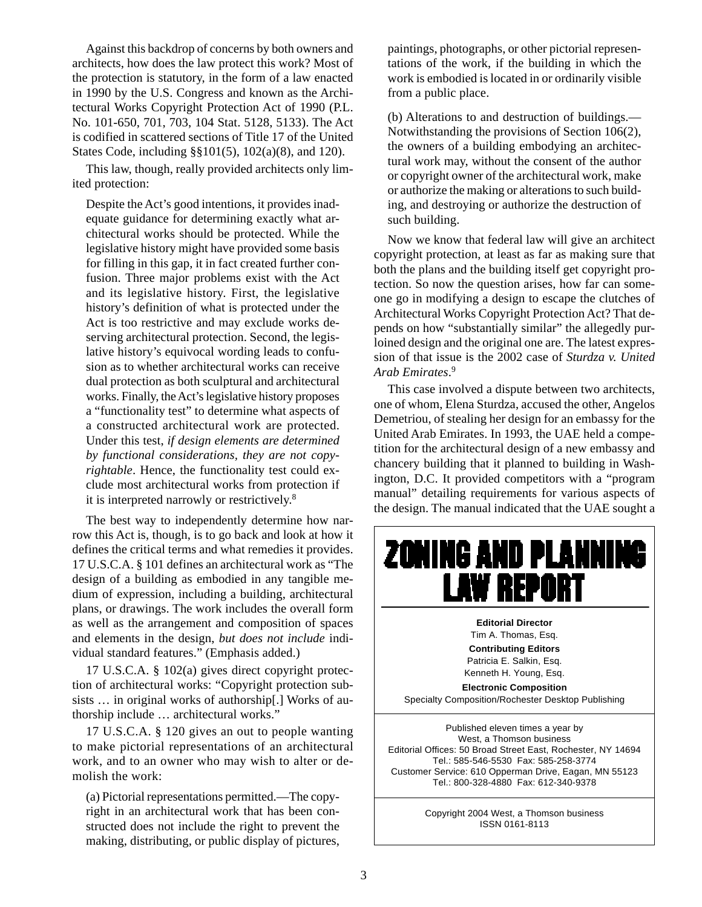Against this backdrop of concerns by both owners and architects, how does the law protect this work? Most of the protection is statutory, in the form of a law enacted in 1990 by the U.S. Congress and known as the Architectural Works Copyright Protection Act of 1990 (P.L. No. 101-650, 701, 703, 104 Stat. 5128, 5133). The Act is codified in scattered sections of Title 17 of the United States Code, including §§101(5), 102(a)(8), and 120).

This law, though, really provided architects only limited protection:

> Despite the Act's good intentions, it provides inadequate guidance for determining exactly what architectural works should be protected. While the legislative history might have provided some basis for filling in this gap, it in fact created further confusion. Three major problems exist with the Act and its legislative history. First, the legislative history's definition of what is protected under the Act is too restrictive and may exclude works deserving architectural protection. Second, the legislative history's equivocal wording leads to confusion as to whether architectural works can receive dual protection as both sculptural and architectural works. Finally, the Act's legislative history proposes a "functionality test" to determine what aspects of a constructed architectural work are protected. Under this test, *if design elements are determined by functional considerations, they are not copyrightable*. Hence, the functionality test could exclude most architectural works from protection if it is interpreted narrowly or restrictively.[8]

The best way to independently determine how narrow this Act is, though, is to go back and look at how it defines the critical terms and what remedies it provides. 17 U.S.C.A. § 101 defines an architectural work as "The design of a building as embodied in any tangible medium of expression, including a building, architectural plans, or drawings. The work includes the overall form as well as the arrangement and composition of spaces and elements in the design, *but does not include* individual standard features." (Emphasis added.)

17 U.S.C.A. § 102(a) gives direct copyright protection of architectural works: "Copyright protection subsists … in original works of authorship[.] Works of authorship include … architectural works."

17 U.S.C.A. § 120 gives an out to people wanting to make pictorial representations of an architectural work, and to an owner who may wish to alter or demolish the work:

> (a) Pictorial representations permitted.—The copyright in an architectural work that has been constructed does not include the right to prevent the making, distributing, or public display of pictures, paintings, photographs, or other pictorial representations of the work, if the building in which the work is embodied is located in or ordinarily visible from a public place.
>
> (b) Alterations to and destruction of buildings.—Notwithstanding the provisions of Section 106(2), the owners of a building embodying an architectural work may, without the consent of the author or copyright owner of the architectural work, make or authorize the making or alterations to such building, and destroying or authorize the destruction of such building.

Now we know that federal law will give an architect copyright protection, at least as far as making sure that both the plans and the building itself get copyright protection. So now the question arises, how far can someone go in modifying a design to escape the clutches of Architectural Works Copyright Protection Act? That depends on how "substantially similar" the allegedly purloined design and the original one are. The latest expression of that issue is the 2002 case of *Sturdza v. United Arab Emirates*.[9]

This case involved a dispute between two architects, one of whom, Elena Sturdza, accused the other, Angelos Demetriou, of stealing her design for an embassy for the United Arab Emirates. In 1993, the UAE held a competition for the architectural design of a new embassy and chancery building that it planned to building in Washington, D.C. It provided competitors with a "program manual" detailing requirements for various aspects of the design. The manual indicated that the UAE sought a

**ZONING AND PLANNING LAW REPORT**

**Editorial Director**
Tim A. Thomas, Esq.

**Contributing Editors**
Patricia E. Salkin, Esq.
Kenneth H. Young, Esq.

**Electronic Composition**
Specialty Composition/Rochester Desktop Publishing

Published eleven times a year by
West, a Thomson business
Editorial Offices: 50 Broad Street East, Rochester, NY 14694
Tel.: 585-546-5530 Fax: 585-258-3774
Customer Service: 610 Opperman Drive, Eagan, MN 55123
Tel.: 800-328-4880 Fax: 612-340-9378

Copyright 2004 West, a Thomson business
ISSN 0161-8113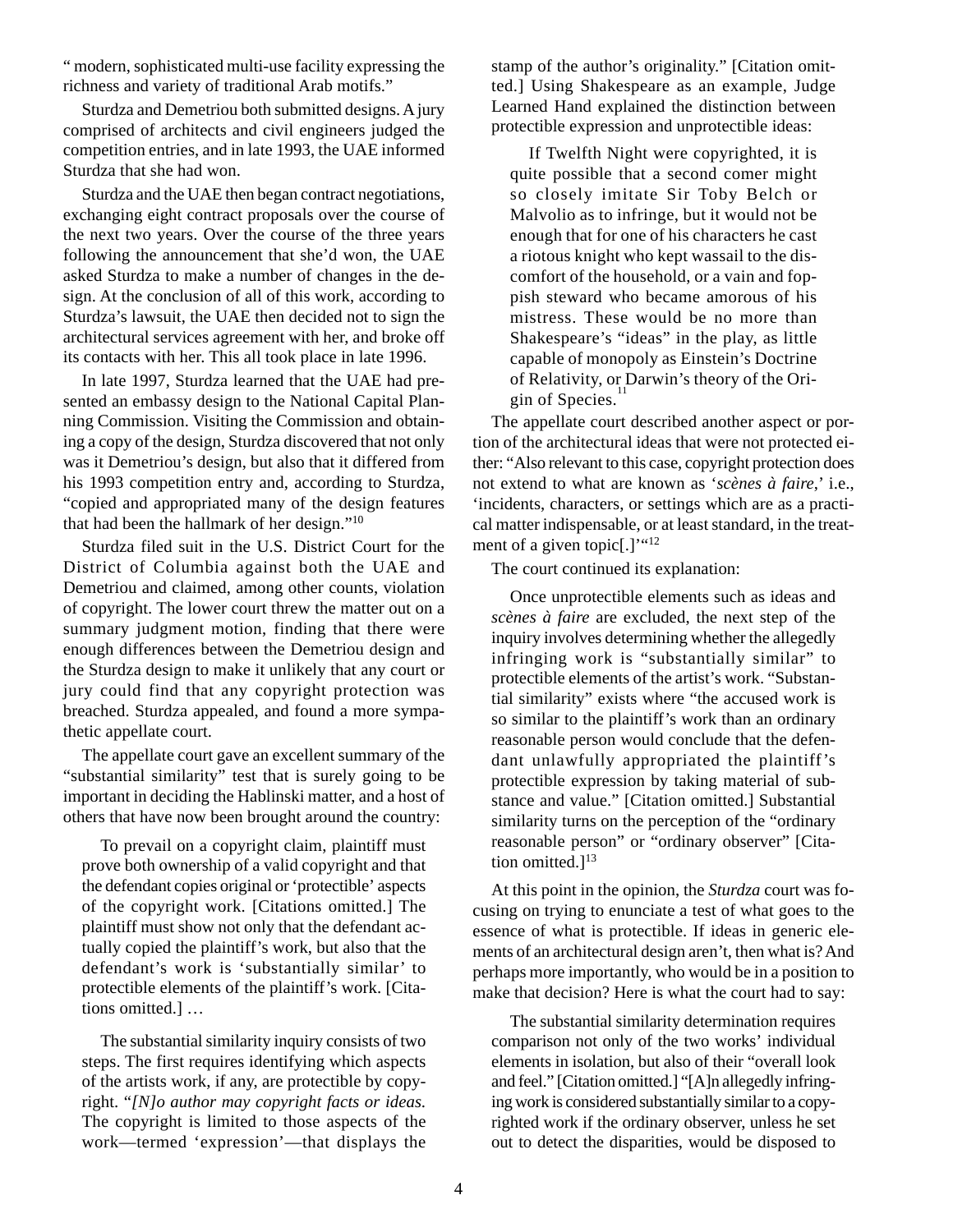" modern, sophisticated multi-use facility expressing the richness and variety of traditional Arab motifs."

Sturdza and Demetriou both submitted designs. A jury comprised of architects and civil engineers judged the competition entries, and in late 1993, the UAE informed Sturdza that she had won.

Sturdza and the UAE then began contract negotiations, exchanging eight contract proposals over the course of the next two years. Over the course of the three years following the announcement that she'd won, the UAE asked Sturdza to make a number of changes in the design. At the conclusion of all of this work, according to Sturdza's lawsuit, the UAE then decided not to sign the architectural services agreement with her, and broke off its contacts with her. This all took place in late 1996.

In late 1997, Sturdza learned that the UAE had presented an embassy design to the National Capital Planning Commission. Visiting the Commission and obtaining a copy of the design, Sturdza discovered that not only was it Demetriou's design, but also that it differed from his 1993 competition entry and, according to Sturdza, "copied and appropriated many of the design features that had been the hallmark of her design."[10]

Sturdza filed suit in the U.S. District Court for the District of Columbia against both the UAE and Demetriou and claimed, among other counts, violation of copyright. The lower court threw the matter out on a summary judgment motion, finding that there were enough differences between the Demetriou design and the Sturdza design to make it unlikely that any court or jury could find that any copyright protection was breached. Sturdza appealed, and found a more sympathetic appellate court.

The appellate court gave an excellent summary of the "substantial similarity" test that is surely going to be important in deciding the Hablinski matter, and a host of others that have now been brought around the country:

> To prevail on a copyright claim, plaintiff must prove both ownership of a valid copyright and that the defendant copies original or 'protectible' aspects of the copyright work. [Citations omitted.] The plaintiff must show not only that the defendant actually copied the plaintiff's work, but also that the defendant's work is 'substantially similar' to protectible elements of the plaintiff's work. [Citations omitted.] …
>
> The substantial similarity inquiry consists of two steps. The first requires identifying which aspects of the artists work, if any, are protectible by copyright. "*[N]o author may copyright facts or ideas.* The copyright is limited to those aspects of the work—termed 'expression'—that displays the stamp of the author's originality." [Citation omitted.] Using Shakespeare as an example, Judge Learned Hand explained the distinction between protectible expression and unprotectible ideas:
>
> > If Twelfth Night were copyrighted, it is quite possible that a second comer might so closely imitate Sir Toby Belch or Malvolio as to infringe, but it would not be enough that for one of his characters he cast a riotous knight who kept wassail to the discomfort of the household, or a vain and foppish steward who became amorous of his mistress. These would be no more than Shakespeare's "ideas" in the play, as little capable of monopoly as Einstein's Doctrine of Relativity, or Darwin's theory of the Origin of Species.[11]

The appellate court described another aspect or portion of the architectural ideas that were not protected either: "Also relevant to this case, copyright protection does not extend to what are known as '*scènes à faire*,' i.e., 'incidents, characters, or settings which are as a practical matter indispensable, or at least standard, in the treatment of a given topic[.]'"[12]

The court continued its explanation:

> Once unprotectible elements such as ideas and *scènes à faire* are excluded, the next step of the inquiry involves determining whether the allegedly infringing work is "substantially similar" to protectible elements of the artist's work. "Substantial similarity" exists where "the accused work is so similar to the plaintiff's work than an ordinary reasonable person would conclude that the defendant unlawfully appropriated the plaintiff's protectible expression by taking material of substance and value." [Citation omitted.] Substantial similarity turns on the perception of the "ordinary reasonable person" or "ordinary observer" [Citation omitted.][13]

At this point in the opinion, the *Sturdza* court was focusing on trying to enunciate a test of what goes to the essence of what is protectible. If ideas in generic elements of an architectural design aren't, then what is? And perhaps more importantly, who would be in a position to make that decision? Here is what the court had to say:

> The substantial similarity determination requires comparison not only of the two works' individual elements in isolation, but also of their "overall look and feel." [Citation omitted.] "[A]n allegedly infringing work is considered substantially similar to a copyrighted work if the ordinary observer, unless he set out to detect the disparities, would be disposed to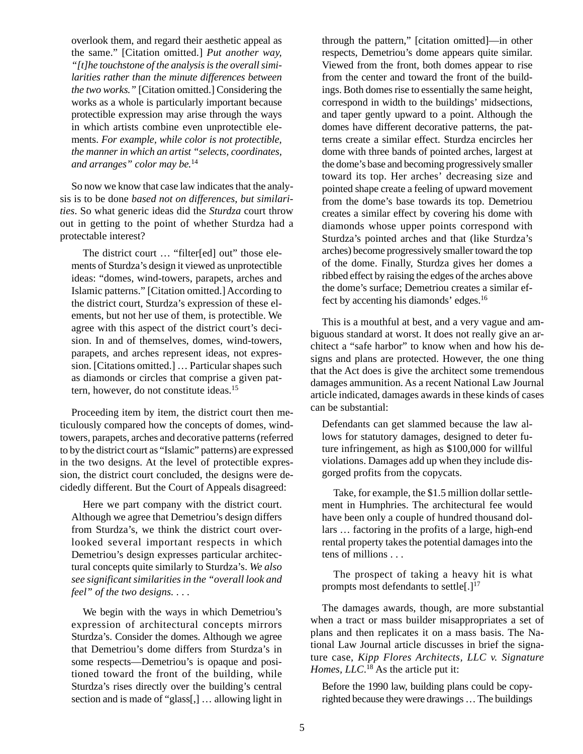overlook them, and regard their aesthetic appeal as the same." [Citation omitted.] *Put another way, "[t]he touchstone of the analysis is the overall similarities rather than the minute differences between the two works."* [Citation omitted.] Considering the works as a whole is particularly important because protectible expression may arise through the ways in which artists combine even unprotectible elements. *For example, while color is not protectible, the manner in which an artist "selects, coordinates, and arranges" color may be.*[14]

So now we know that case law indicates that the analysis is to be done *based not on differences, but similarities*. So what generic ideas did the *Sturdza* court throw out in getting to the point of whether Sturdza had a protectable interest?

> The district court … "filter[ed] out" those elements of Sturdza's design it viewed as unprotectible ideas: "domes, wind-towers, parapets, arches and Islamic patterns." [Citation omitted.] According to the district court, Sturdza's expression of these elements, but not her use of them, is protectible. We agree with this aspect of the district court's decision. In and of themselves, domes, wind-towers, parapets, and arches represent ideas, not expression. [Citations omitted.] … Particular shapes such as diamonds or circles that comprise a given pattern, however, do not constitute ideas.[15]

Proceeding item by item, the district court then meticulously compared how the concepts of domes, wind-towers, parapets, arches and decorative patterns (referred to by the district court as "Islamic" patterns) are expressed in the two designs. At the level of protectible expression, the district court concluded, the designs were decidedly different. But the Court of Appeals disagreed:

> Here we part company with the district court. Although we agree that Demetriou's design differs from Sturdza's, we think the district court overlooked several important respects in which Demetriou's design expresses particular architectural concepts quite similarly to Sturdza's. *We also see significant similarities in the "overall look and feel" of the two designs. . . .*
>
> We begin with the ways in which Demetriou's expression of architectural concepts mirrors Sturdza's. Consider the domes. Although we agree that Demetriou's dome differs from Sturdza's in some respects—Demetriou's is opaque and positioned toward the front of the building, while Sturdza's rises directly over the building's central section and is made of "glass[,] … allowing light in through the pattern," [citation omitted]—in other respects, Demetriou's dome appears quite similar. Viewed from the front, both domes appear to rise from the center and toward the front of the buildings. Both domes rise to essentially the same height, correspond in width to the buildings' midsections, and taper gently upward to a point. Although the domes have different decorative patterns, the patterns create a similar effect. Sturdza encircles her dome with three bands of pointed arches, largest at the dome's base and becoming progressively smaller toward its top. Her arches' decreasing size and pointed shape create a feeling of upward movement from the dome's base towards its top. Demetriou creates a similar effect by covering his dome with diamonds whose upper points correspond with Sturdza's pointed arches and that (like Sturdza's arches) become progressively smaller toward the top of the dome. Finally, Sturdza gives her domes a ribbed effect by raising the edges of the arches above the dome's surface; Demetriou creates a similar effect by accenting his diamonds' edges.[16]

This is a mouthful at best, and a very vague and ambiguous standard at worst. It does not really give an architect a "safe harbor" to know when and how his designs and plans are protected. However, the one thing that the Act does is give the architect some tremendous damages ammunition. As a recent National Law Journal article indicated, damages awards in these kinds of cases can be substantial:

> Defendants can get slammed because the law allows for statutory damages, designed to deter future infringement, as high as $100,000 for willful violations. Damages add up when they include disgorged profits from the copycats.
>
> Take, for example, the $1.5 million dollar settlement in Humphries. The architectural fee would have been only a couple of hundred thousand dollars … factoring in the profits of a large, high-end rental property takes the potential damages into the tens of millions . . .
>
> The prospect of taking a heavy hit is what prompts most defendants to settle[.][17]

The damages awards, though, are more substantial when a tract or mass builder misappropriates a set of plans and then replicates it on a mass basis. The National Law Journal article discusses in brief the signature case, *Kipp Flores Architects, LLC v. Signature Homes, LLC*.[18] As the article put it:

> Before the 1990 law, building plans could be copyrighted because they were drawings … The buildings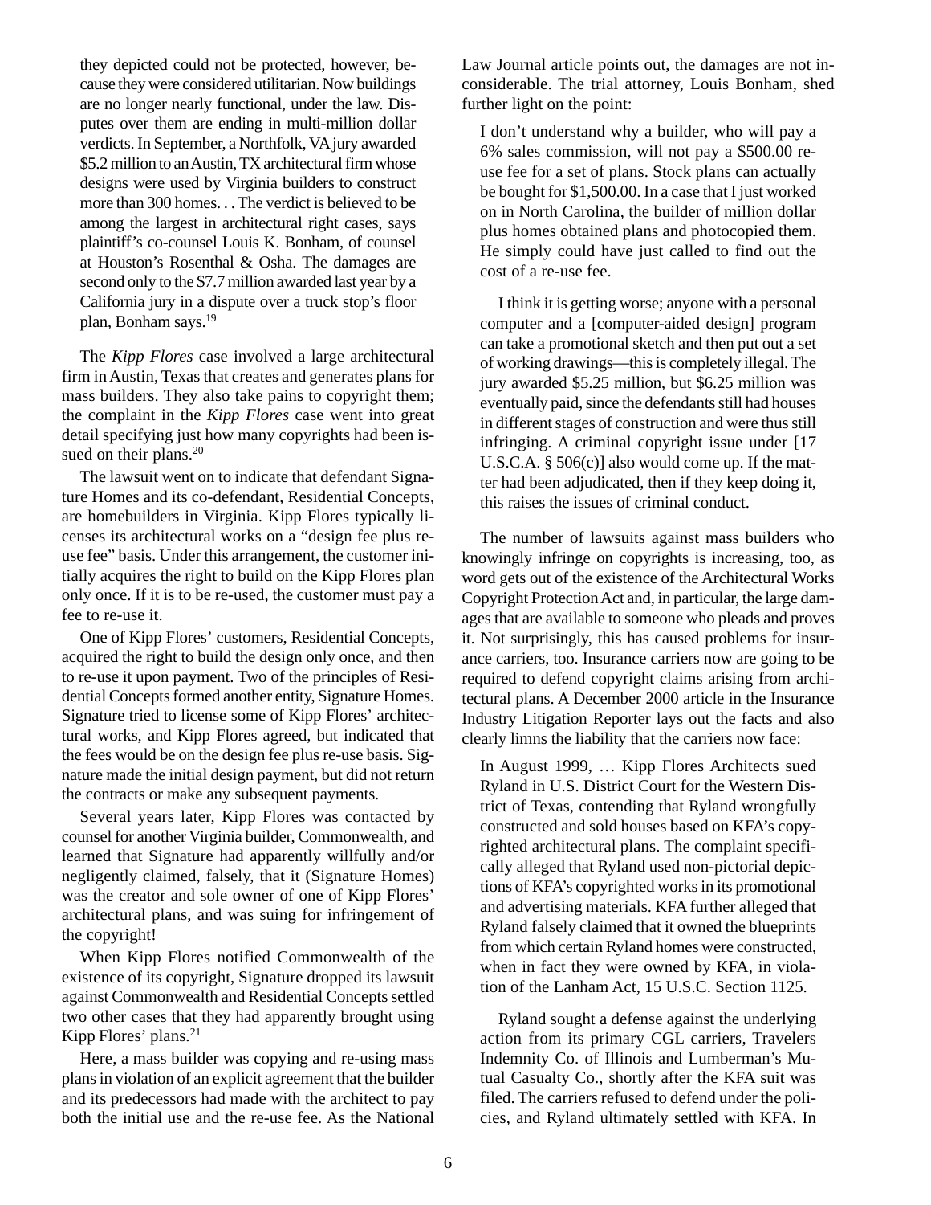they depicted could not be protected, however, because they were considered utilitarian. Now buildings are no longer nearly functional, under the law. Disputes over them are ending in multi-million dollar verdicts. In September, a Northfolk, VA jury awarded \$5.2 million to an Austin, TX architectural firm whose designs were used by Virginia builders to construct more than 300 homes. . . The verdict is believed to be among the largest in architectural right cases, says plaintiff's co-counsel Louis K. Bonham, of counsel at Houston's Rosenthal & Osha. The damages are second only to the \$7.7 million awarded last year by a California jury in a dispute over a truck stop's floor plan, Bonham says.[19]

The *Kipp Flores* case involved a large architectural firm in Austin, Texas that creates and generates plans for mass builders. They also take pains to copyright them; the complaint in the *Kipp Flores* case went into great detail specifying just how many copyrights had been issued on their plans.[20]

The lawsuit went on to indicate that defendant Signature Homes and its co-defendant, Residential Concepts, are homebuilders in Virginia. Kipp Flores typically licenses its architectural works on a "design fee plus re-use fee" basis. Under this arrangement, the customer initially acquires the right to build on the Kipp Flores plan only once. If it is to be re-used, the customer must pay a fee to re-use it.

One of Kipp Flores' customers, Residential Concepts, acquired the right to build the design only once, and then to re-use it upon payment. Two of the principles of Residential Concepts formed another entity, Signature Homes. Signature tried to license some of Kipp Flores' architectural works, and Kipp Flores agreed, but indicated that the fees would be on the design fee plus re-use basis. Signature made the initial design payment, but did not return the contracts or make any subsequent payments.

Several years later, Kipp Flores was contacted by counsel for another Virginia builder, Commonwealth, and learned that Signature had apparently willfully and/or negligently claimed, falsely, that it (Signature Homes) was the creator and sole owner of one of Kipp Flores' architectural plans, and was suing for infringement of the copyright!

When Kipp Flores notified Commonwealth of the existence of its copyright, Signature dropped its lawsuit against Commonwealth and Residential Concepts settled two other cases that they had apparently brought using Kipp Flores' plans.[21]

Here, a mass builder was copying and re-using mass plans in violation of an explicit agreement that the builder and its predecessors had made with the architect to pay both the initial use and the re-use fee. As the National Law Journal article points out, the damages are not inconsiderable. The trial attorney, Louis Bonham, shed further light on the point:

> I don't understand why a builder, who will pay a 6% sales commission, will not pay a \$500.00 re-use fee for a set of plans. Stock plans can actually be bought for \$1,500.00. In a case that I just worked on in North Carolina, the builder of million dollar plus homes obtained plans and photocopied them. He simply could have just called to find out the cost of a re-use fee.
>
> I think it is getting worse; anyone with a personal computer and a [computer-aided design] program can take a promotional sketch and then put out a set of working drawings—this is completely illegal. The jury awarded \$5.25 million, but \$6.25 million was eventually paid, since the defendants still had houses in different stages of construction and were thus still infringing. A criminal copyright issue under [17 U.S.C.A. § 506(c)] also would come up. If the matter had been adjudicated, then if they keep doing it, this raises the issues of criminal conduct.

The number of lawsuits against mass builders who knowingly infringe on copyrights is increasing, too, as word gets out of the existence of the Architectural Works Copyright Protection Act and, in particular, the large damages that are available to someone who pleads and proves it. Not surprisingly, this has caused problems for insurance carriers, too. Insurance carriers now are going to be required to defend copyright claims arising from architectural plans. A December 2000 article in the Insurance Industry Litigation Reporter lays out the facts and also clearly limns the liability that the carriers now face:

> In August 1999, … Kipp Flores Architects sued Ryland in U.S. District Court for the Western District of Texas, contending that Ryland wrongfully constructed and sold houses based on KFA's copyrighted architectural plans. The complaint specifically alleged that Ryland used non-pictorial depictions of KFA's copyrighted works in its promotional and advertising materials. KFA further alleged that Ryland falsely claimed that it owned the blueprints from which certain Ryland homes were constructed, when in fact they were owned by KFA, in violation of the Lanham Act, 15 U.S.C. Section 1125.
>
> Ryland sought a defense against the underlying action from its primary CGL carriers, Travelers Indemnity Co. of Illinois and Lumberman's Mutual Casualty Co., shortly after the KFA suit was filed. The carriers refused to defend under the policies, and Ryland ultimately settled with KFA. In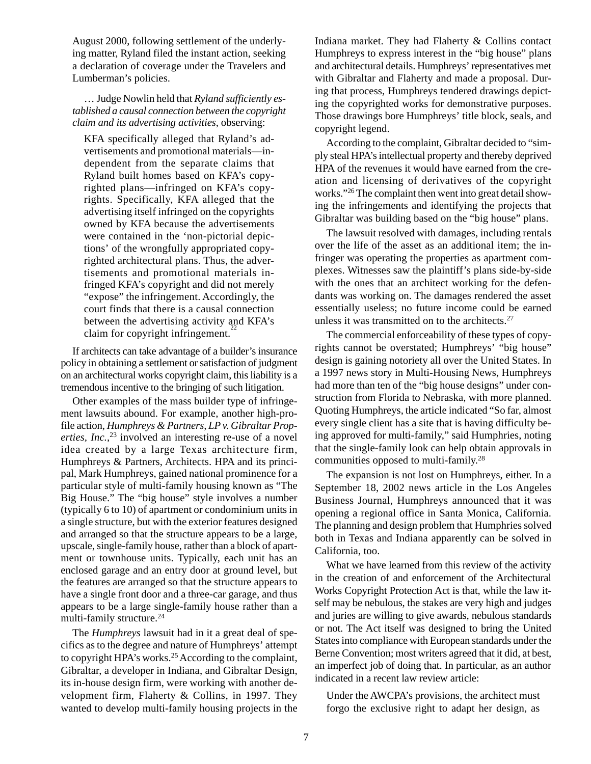August 2000, following settlement of the underlying matter, Ryland filed the instant action, seeking a declaration of coverage under the Travelers and Lumberman's policies.

> … Judge Nowlin held that *Ryland sufficiently established a causal connection between the copyright claim and its advertising activities*, observing:
>
> > KFA specifically alleged that Ryland's advertisements and promotional materials—independent from the separate claims that Ryland built homes based on KFA's copyrighted plans—infringed on KFA's copyrights. Specifically, KFA alleged that the advertising itself infringed on the copyrights owned by KFA because the advertisements were contained in the 'non-pictorial depictions' of the wrongfully appropriated copyrighted architectural plans. Thus, the advertisements and promotional materials infringed KFA's copyright and did not merely "expose" the infringement. Accordingly, the court finds that there is a causal connection between the advertising activity and KFA's claim for copyright infringement.[22]

If architects can take advantage of a builder's insurance policy in obtaining a settlement or satisfaction of judgment on an architectural works copyright claim, this liability is a tremendous incentive to the bringing of such litigation.

Other examples of the mass builder type of infringement lawsuits abound. For example, another high-profile action, *Humphreys & Partners, LP v. Gibraltar Properties, Inc.*,[23] involved an interesting re-use of a novel idea created by a large Texas architecture firm, Humphreys & Partners, Architects. HPA and its principal, Mark Humphreys, gained national prominence for a particular style of multi-family housing known as "The Big House." The "big house" style involves a number (typically 6 to 10) of apartment or condominium units in a single structure, but with the exterior features designed and arranged so that the structure appears to be a large, upscale, single-family house, rather than a block of apartment or townhouse units. Typically, each unit has an enclosed garage and an entry door at ground level, but the features are arranged so that the structure appears to have a single front door and a three-car garage, and thus appears to be a large single-family house rather than a multi-family structure.[24]

The *Humphreys* lawsuit had in it a great deal of specifics as to the degree and nature of Humphreys' attempt to copyright HPA's works.[25] According to the complaint, Gibraltar, a developer in Indiana, and Gibraltar Design, its in-house design firm, were working with another development firm, Flaherty & Collins, in 1997. They wanted to develop multi-family housing projects in the Indiana market. They had Flaherty & Collins contact Humphreys to express interest in the "big house" plans and architectural details. Humphreys' representatives met with Gibraltar and Flaherty and made a proposal. During that process, Humphreys tendered drawings depicting the copyrighted works for demonstrative purposes. Those drawings bore Humphreys' title block, seals, and copyright legend.

According to the complaint, Gibraltar decided to "simply steal HPA's intellectual property and thereby deprived HPA of the revenues it would have earned from the creation and licensing of derivatives of the copyright works."[26] The complaint then went into great detail showing the infringements and identifying the projects that Gibraltar was building based on the "big house" plans.

The lawsuit resolved with damages, including rentals over the life of the asset as an additional item; the infringer was operating the properties as apartment complexes. Witnesses saw the plaintiff's plans side-by-side with the ones that an architect working for the defendants was working on. The damages rendered the asset essentially useless; no future income could be earned unless it was transmitted on to the architects.[27]

The commercial enforceability of these types of copyrights cannot be overstated; Humphreys' "big house" design is gaining notoriety all over the United States. In a 1997 news story in Multi-Housing News, Humphreys had more than ten of the "big house designs" under construction from Florida to Nebraska, with more planned. Quoting Humphreys, the article indicated "So far, almost every single client has a site that is having difficulty being approved for multi-family," said Humphries, noting that the single-family look can help obtain approvals in communities opposed to multi-family.[28]

The expansion is not lost on Humphreys, either. In a September 18, 2002 news article in the Los Angeles Business Journal, Humphreys announced that it was opening a regional office in Santa Monica, California. The planning and design problem that Humphries solved both in Texas and Indiana apparently can be solved in California, too.

What we have learned from this review of the activity in the creation of and enforcement of the Architectural Works Copyright Protection Act is that, while the law itself may be nebulous, the stakes are very high and judges and juries are willing to give awards, nebulous standards or not. The Act itself was designed to bring the United States into compliance with European standards under the Berne Convention; most writers agreed that it did, at best, an imperfect job of doing that. In particular, as an author indicated in a recent law review article:

> Under the AWCPA's provisions, the architect must forgo the exclusive right to adapt her design, as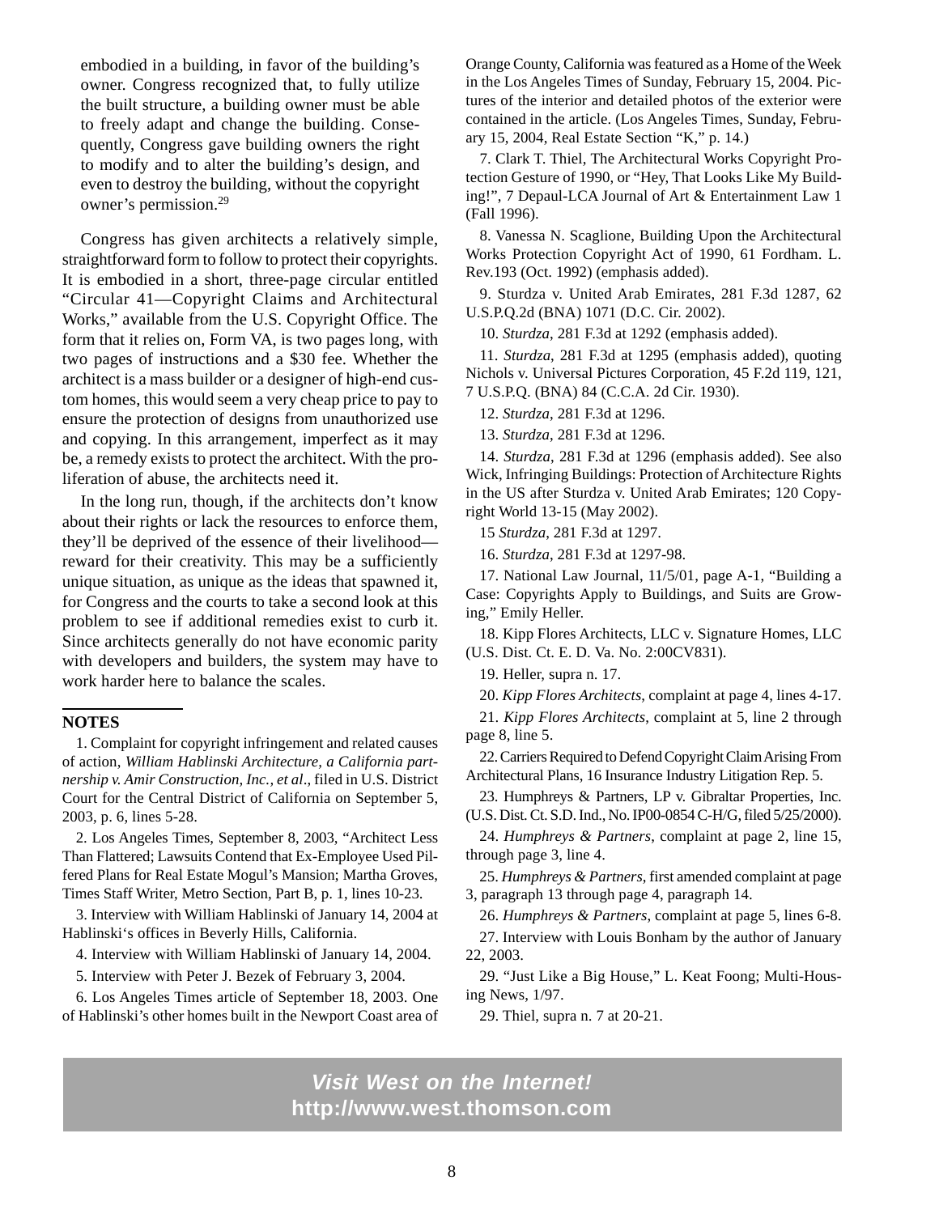embodied in a building, in favor of the building's owner. Congress recognized that, to fully utilize the built structure, a building owner must be able to freely adapt and change the building. Consequently, Congress gave building owners the right to modify and to alter the building's design, and even to destroy the building, without the copyright owner's permission.[29]

Congress has given architects a relatively simple, straightforward form to follow to protect their copyrights. It is embodied in a short, three-page circular entitled "Circular 41—Copyright Claims and Architectural Works," available from the U.S. Copyright Office. The form that it relies on, Form VA, is two pages long, with two pages of instructions and a $30 fee. Whether the architect is a mass builder or a designer of high-end custom homes, this would seem a very cheap price to pay to ensure the protection of designs from unauthorized use and copying. In this arrangement, imperfect as it may be, a remedy exists to protect the architect. With the proliferation of abuse, the architects need it.

In the long run, though, if the architects don't know about their rights or lack the resources to enforce them, they'll be deprived of the essence of their livelihood—reward for their creativity. This may be a sufficiently unique situation, as unique as the ideas that spawned it, for Congress and the courts to take a second look at this problem to see if additional remedies exist to curb it. Since architects generally do not have economic parity with developers and builders, the system may have to work harder here to balance the scales.

## NOTES

1. Complaint for copyright infringement and related causes of action, *William Hablinski Architecture, a California partnership v. Amir Construction, Inc., et al*., filed in U.S. District Court for the Central District of California on September 5, 2003, p. 6, lines 5-28.

2. Los Angeles Times, September 8, 2003, "Architect Less Than Flattered; Lawsuits Contend that Ex-Employee Used Pilfered Plans for Real Estate Mogul's Mansion; Martha Groves, Times Staff Writer, Metro Section, Part B, p. 1, lines 10-23.

3. Interview with William Hablinski of January 14, 2004 at Hablinski's offices in Beverly Hills, California.

4. Interview with William Hablinski of January 14, 2004.

5. Interview with Peter J. Bezek of February 3, 2004.

6. Los Angeles Times article of September 18, 2003. One of Hablinski's other homes built in the Newport Coast area of Orange County, California was featured as a Home of the Week in the Los Angeles Times of Sunday, February 15, 2004. Pictures of the interior and detailed photos of the exterior were contained in the article. (Los Angeles Times, Sunday, February 15, 2004, Real Estate Section "K," p. 14.)

7. Clark T. Thiel, The Architectural Works Copyright Protection Gesture of 1990, or "Hey, That Looks Like My Building!", 7 Depaul-LCA Journal of Art & Entertainment Law 1 (Fall 1996).

8. Vanessa N. Scaglione, Building Upon the Architectural Works Protection Copyright Act of 1990, 61 Fordham. L. Rev.193 (Oct. 1992) (emphasis added).

9. Sturdza v. United Arab Emirates, 281 F.3d 1287, 62 U.S.P.Q.2d (BNA) 1071 (D.C. Cir. 2002).

10. *Sturdza*, 281 F.3d at 1292 (emphasis added).

11. *Sturdza*, 281 F.3d at 1295 (emphasis added), quoting Nichols v. Universal Pictures Corporation, 45 F.2d 119, 121, 7 U.S.P.Q. (BNA) 84 (C.C.A. 2d Cir. 1930).

12. *Sturdza*, 281 F.3d at 1296.

13. *Sturdza*, 281 F.3d at 1296.

14. *Sturdza*, 281 F.3d at 1296 (emphasis added). See also Wick, Infringing Buildings: Protection of Architecture Rights in the US after Sturdza v. United Arab Emirates; 120 Copyright World 13-15 (May 2002).

15 *Sturdza*, 281 F.3d at 1297.

16. *Sturdza*, 281 F.3d at 1297-98.

17. National Law Journal, 11/5/01, page A-1, "Building a Case: Copyrights Apply to Buildings, and Suits are Growing," Emily Heller.

18. Kipp Flores Architects, LLC v. Signature Homes, LLC (U.S. Dist. Ct. E. D. Va. No. 2:00CV831).

19. Heller, supra n. 17.

20. *Kipp Flores Architects*, complaint at page 4, lines 4-17.

21. *Kipp Flores Architects*, complaint at 5, line 2 through page 8, line 5.

22. Carriers Required to Defend Copyright Claim Arising From Architectural Plans, 16 Insurance Industry Litigation Rep. 5.

23. Humphreys & Partners, LP v. Gibraltar Properties, Inc. (U.S. Dist. Ct. S.D. Ind., No. IP00-0854 C-H/G, filed 5/25/2000).

24. *Humphreys & Partners*, complaint at page 2, line 15, through page 3, line 4.

25. *Humphreys & Partners*, first amended complaint at page 3, paragraph 13 through page 4, paragraph 14.

26. *Humphreys & Partners*, complaint at page 5, lines 6-8.

27. Interview with Louis Bonham by the author of January 22, 2003.

29. "Just Like a Big House," L. Keat Foong; Multi-Housing News, 1/97.

29. Thiel, supra n. 7 at 20-21.

***Visit West on the Internet!***
**http://www.west.thomson.com**